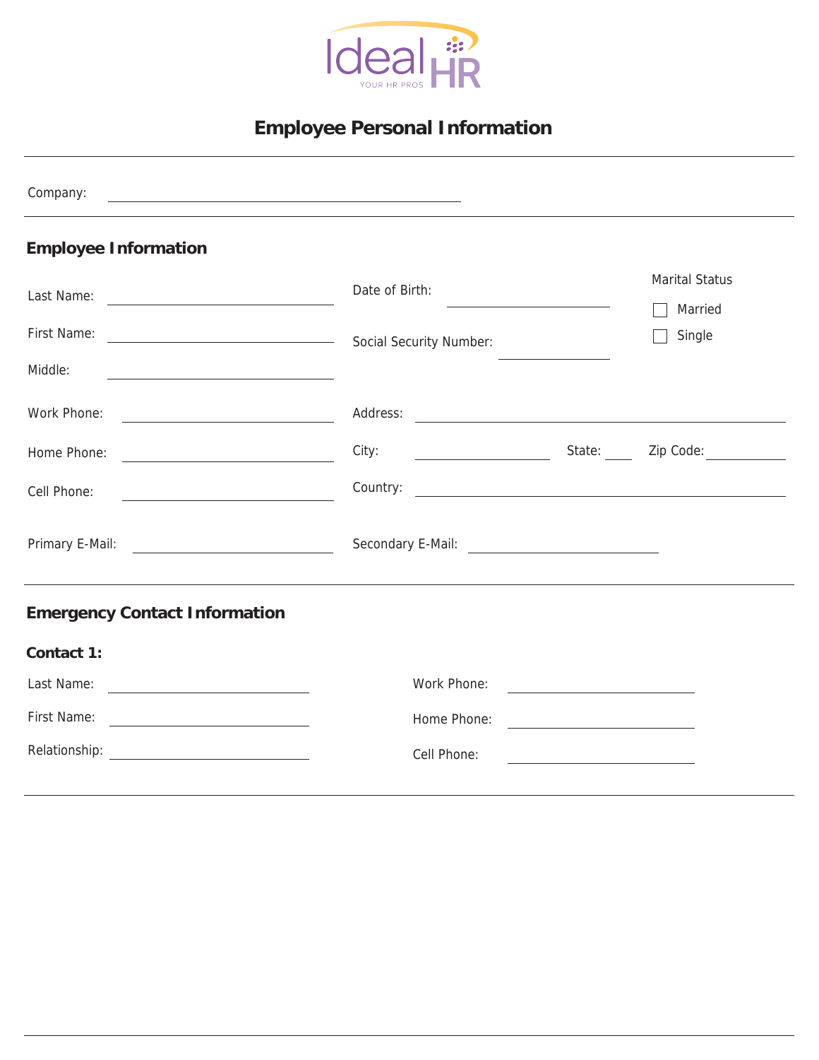Ideal HR
YOUR HR PROS

# Employee Personal Information

Company: ______________________________

## Employee Information

Last Name: ______________________

First Name: ______________________

Middle: ______________________

Date of Birth: ______________________

Social Security Number: ______________________

Marital Status

☐ Married

☐ Single

Work Phone: ______________________

Home Phone: ______________________

Cell Phone: ______________________

Address: ______________________________

City: ______________ State: ____ Zip Code: __________

Country: ______________________________

Primary E-Mail: ______________________

Secondary E-Mail: ______________________

## Emergency Contact Information

### Contact 1:

Last Name: ______________________

First Name: ______________________

Relationship: ______________________

Work Phone: ______________________

Home Phone: ______________________

Cell Phone: ______________________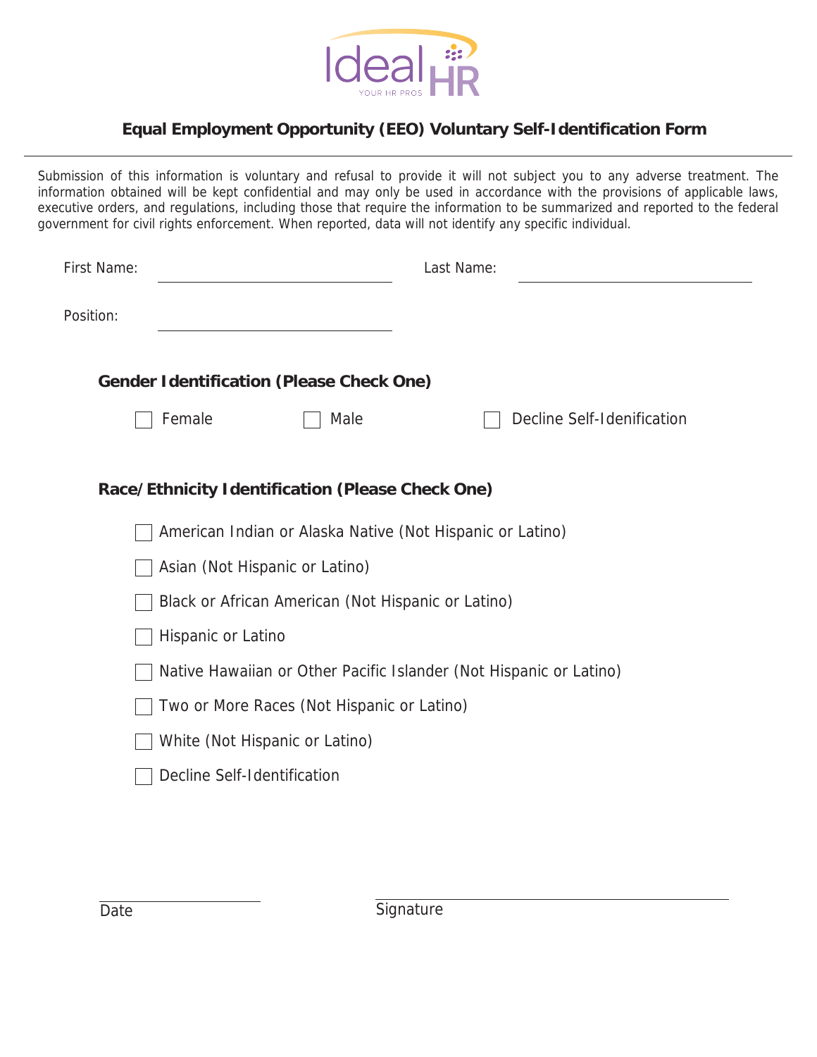## Equal Employment Opportunity (EEO) Voluntary Self-Identification Form

Submission of this information is voluntary and refusal to provide it will not subject you to any adverse treatment. The information obtained will be kept confidential and may only be used in accordance with the provisions of applicable laws, executive orders, and regulations, including those that require the information to be summarized and reported to the federal government for civil rights enforcement. When reported, data will not identify any specific individual.

First Name: ____________________ Last Name: ____________________

Position: ____________________

### Gender Identification (Please Check One)

- [ ] Female
- [ ] Male
- [ ] Decline Self-Idenification

### Race/Ethnicity Identification (Please Check One)

- [ ] American Indian or Alaska Native (Not Hispanic or Latino)
- [ ] Asian (Not Hispanic or Latino)
- [ ] Black or African American (Not Hispanic or Latino)
- [ ] Hispanic or Latino
- [ ] Native Hawaiian or Other Pacific Islander (Not Hispanic or Latino)
- [ ] Two or More Races (Not Hispanic or Latino)
- [ ] White (Not Hispanic or Latino)
- [ ] Decline Self-Identification

____________________ Date

____________________ Signature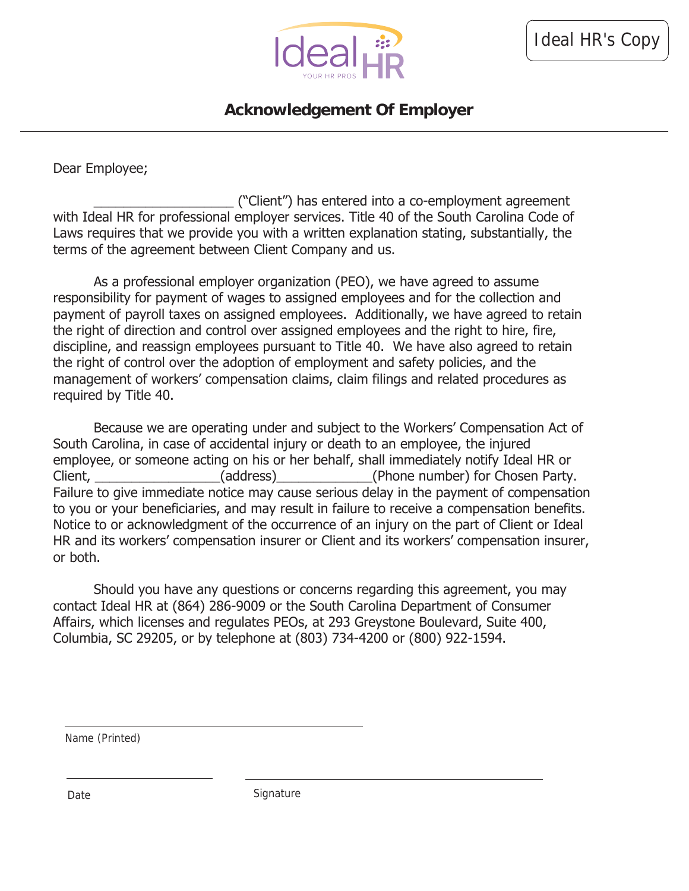Ideal HR's Copy

## Acknowledgement Of Employer

Dear Employee;

___________________ ("Client") has entered into a co-employment agreement with Ideal HR for professional employer services. Title 40 of the South Carolina Code of Laws requires that we provide you with a written explanation stating, substantially, the terms of the agreement between Client Company and us.

As a professional employer organization (PEO), we have agreed to assume responsibility for payment of wages to assigned employees and for the collection and payment of payroll taxes on assigned employees. Additionally, we have agreed to retain the right of direction and control over assigned employees and the right to hire, fire, discipline, and reassign employees pursuant to Title 40. We have also agreed to retain the right of control over the adoption of employment and safety policies, and the management of workers' compensation claims, claim filings and related procedures as required by Title 40.

Because we are operating under and subject to the Workers' Compensation Act of South Carolina, in case of accidental injury or death to an employee, the injured employee, or someone acting on his or her behalf, shall immediately notify Ideal HR or Client, _________________(address)_____________(Phone number) for Chosen Party. Failure to give immediate notice may cause serious delay in the payment of compensation to you or your beneficiaries, and may result in failure to receive a compensation benefits. Notice to or acknowledgment of the occurrence of an injury on the part of Client or Ideal HR and its workers' compensation insurer or Client and its workers' compensation insurer, or both.

Should you have any questions or concerns regarding this agreement, you may contact Ideal HR at (864) 286-9009 or the South Carolina Department of Consumer Affairs, which licenses and regulates PEOs, at 293 Greystone Boulevard, Suite 400, Columbia, SC 29205, or by telephone at (803) 734-4200 or (800) 922-1594.

______________________________
Name (Printed)

______________________ ______________________________
Date Signature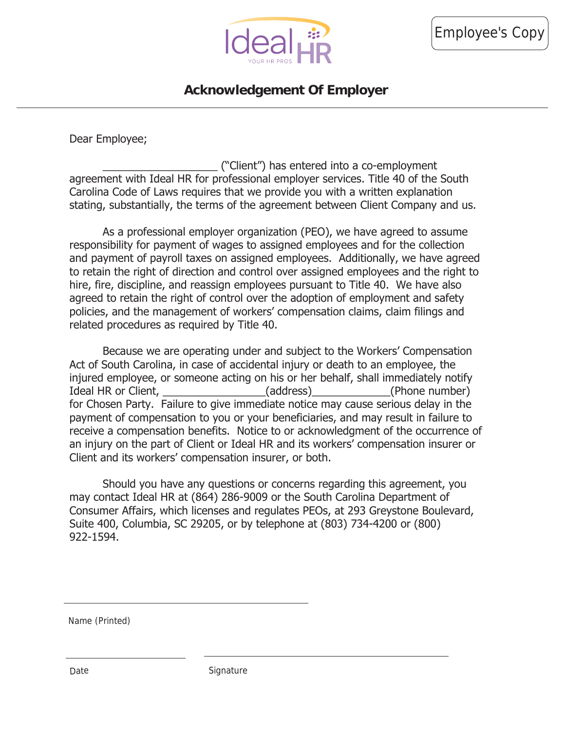Employee's Copy

# Acknowledgement Of Employer

Dear Employee;

___________________ ("Client") has entered into a co-employment agreement with Ideal HR for professional employer services. Title 40 of the South Carolina Code of Laws requires that we provide you with a written explanation stating, substantially, the terms of the agreement between Client Company and us.

As a professional employer organization (PEO), we have agreed to assume responsibility for payment of wages to assigned employees and for the collection and payment of payroll taxes on assigned employees. Additionally, we have agreed to retain the right of direction and control over assigned employees and the right to hire, fire, discipline, and reassign employees pursuant to Title 40. We have also agreed to retain the right of control over the adoption of employment and safety policies, and the management of workers' compensation claims, claim filings and related procedures as required by Title 40.

Because we are operating under and subject to the Workers' Compensation Act of South Carolina, in case of accidental injury or death to an employee, the injured employee, or someone acting on his or her behalf, shall immediately notify Ideal HR or Client, _________________(address)_____________(Phone number) for Chosen Party. Failure to give immediate notice may cause serious delay in the payment of compensation to you or your beneficiaries, and may result in failure to receive a compensation benefits. Notice to or acknowledgment of the occurrence of an injury on the part of Client or Ideal HR and its workers' compensation insurer or Client and its workers' compensation insurer, or both.

Should you have any questions or concerns regarding this agreement, you may contact Ideal HR at (864) 286-9009 or the South Carolina Department of Consumer Affairs, which licenses and regulates PEOs, at 293 Greystone Boulevard, Suite 400, Columbia, SC 29205, or by telephone at (803) 734-4200 or (800) 922-1594.

________________________________________

Name (Printed)

____________________ ________________________________________

Date Signature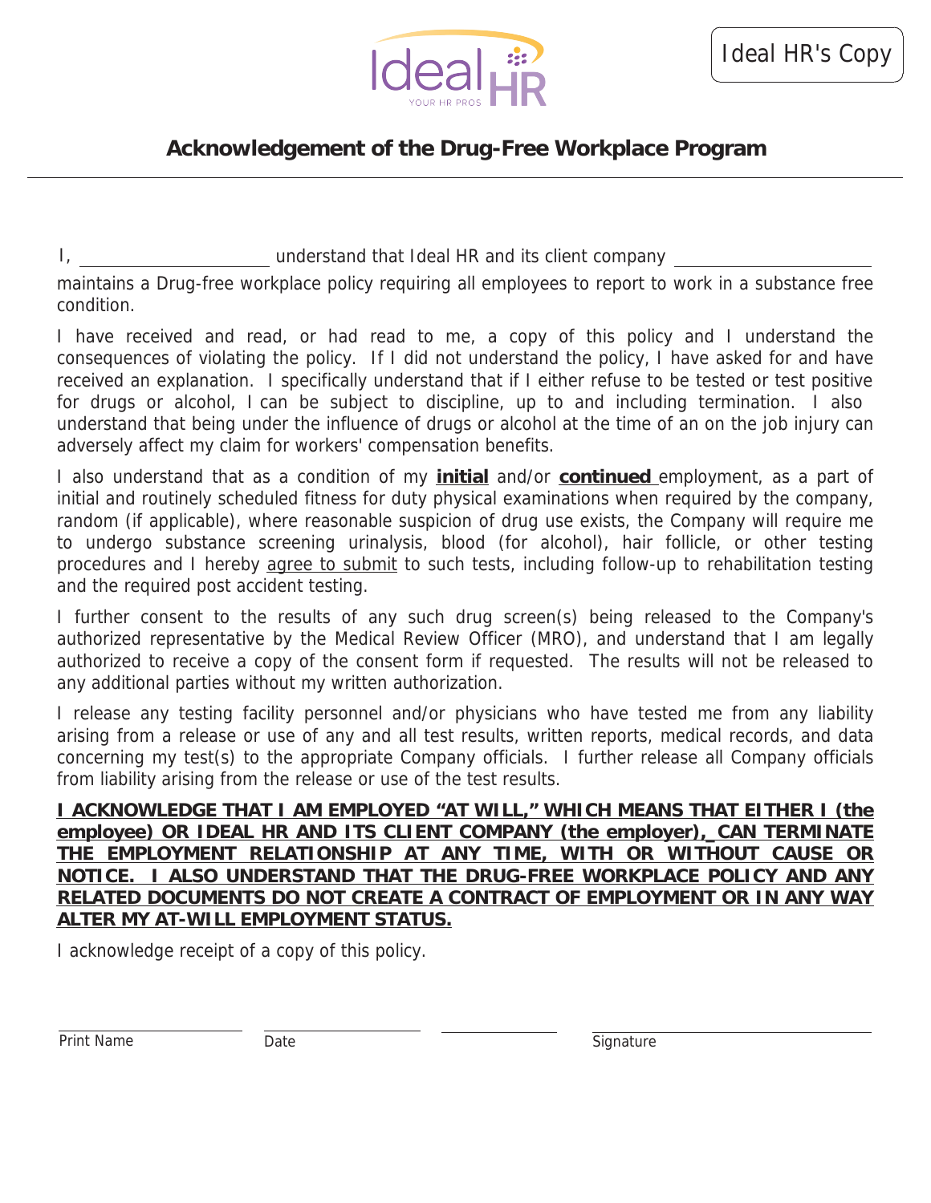Ideal HR's Copy

## Acknowledgement of the Drug-Free Workplace Program

I, ____________________ understand that Ideal HR and its client company ____________________ maintains a Drug-free workplace policy requiring all employees to report to work in a substance free condition.

I have received and read, or had read to me, a copy of this policy and I understand the consequences of violating the policy. If I did not understand the policy, I have asked for and have received an explanation. I specifically understand that if I either refuse to be tested or test positive for drugs or alcohol, I can be subject to discipline, up to and including termination. I also understand that being under the influence of drugs or alcohol at the time of an on the job injury can adversely affect my claim for workers' compensation benefits.

I also understand that as a condition of my **initial** and/or **continued** employment, as a part of initial and routinely scheduled fitness for duty physical examinations when required by the company, random (if applicable), where reasonable suspicion of drug use exists, the Company will require me to undergo substance screening urinalysis, blood (for alcohol), hair follicle, or other testing procedures and I hereby agree to submit to such tests, including follow-up to rehabilitation testing and the required post accident testing.

I further consent to the results of any such drug screen(s) being released to the Company's authorized representative by the Medical Review Officer (MRO), and understand that I am legally authorized to receive a copy of the consent form if requested. The results will not be released to any additional parties without my written authorization.

I release any testing facility personnel and/or physicians who have tested me from any liability arising from a release or use of any and all test results, written reports, medical records, and data concerning my test(s) to the appropriate Company officials. I further release all Company officials from liability arising from the release or use of the test results.

**I ACKNOWLEDGE THAT I AM EMPLOYED "AT WILL," WHICH MEANS THAT EITHER I (the employee) OR IDEAL HR AND ITS CLIENT COMPANY (the employer), CAN TERMINATE THE EMPLOYMENT RELATIONSHIP AT ANY TIME, WITH OR WITHOUT CAUSE OR NOTICE. I ALSO UNDERSTAND THAT THE DRUG-FREE WORKPLACE POLICY AND ANY RELATED DOCUMENTS DO NOT CREATE A CONTRACT OF EMPLOYMENT OR IN ANY WAY ALTER MY AT-WILL EMPLOYMENT STATUS.**

I acknowledge receipt of a copy of this policy.

____________________ ____________________ ____________________ ____________________

Print Name Date Signature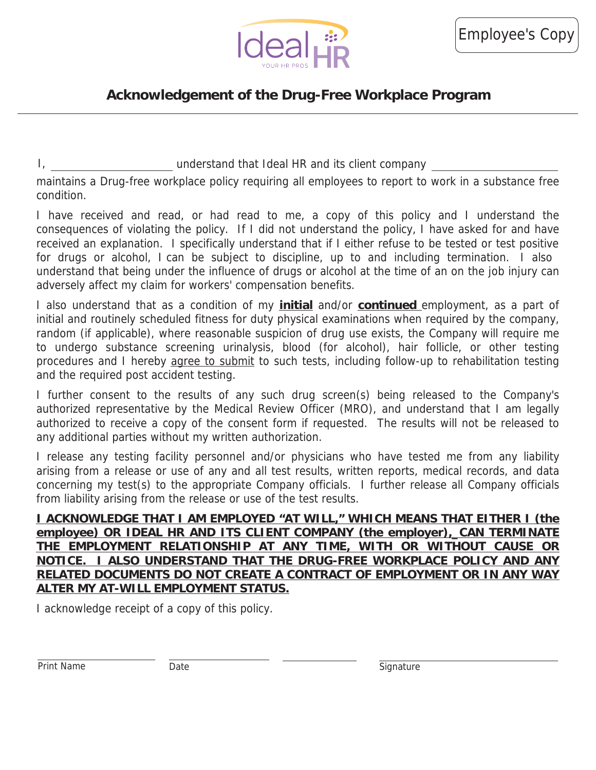Employee's Copy

## Acknowledgement of the Drug-Free Workplace Program

I, ____________________ understand that Ideal HR and its client company ____________________ maintains a Drug-free workplace policy requiring all employees to report to work in a substance free condition.

I have received and read, or had read to me, a copy of this policy and I understand the consequences of violating the policy. If I did not understand the policy, I have asked for and have received an explanation. I specifically understand that if I either refuse to be tested or test positive for drugs or alcohol, I can be subject to discipline, up to and including termination. I also understand that being under the influence of drugs or alcohol at the time of an on the job injury can adversely affect my claim for workers' compensation benefits.

I also understand that as a condition of my **initial** and/or **continued** employment, as a part of initial and routinely scheduled fitness for duty physical examinations when required by the company, random (if applicable), where reasonable suspicion of drug use exists, the Company will require me to undergo substance screening urinalysis, blood (for alcohol), hair follicle, or other testing procedures and I hereby agree to submit to such tests, including follow-up to rehabilitation testing and the required post accident testing.

I further consent to the results of any such drug screen(s) being released to the Company's authorized representative by the Medical Review Officer (MRO), and understand that I am legally authorized to receive a copy of the consent form if requested. The results will not be released to any additional parties without my written authorization.

I release any testing facility personnel and/or physicians who have tested me from any liability arising from a release or use of any and all test results, written reports, medical records, and data concerning my test(s) to the appropriate Company officials. I further release all Company officials from liability arising from the release or use of the test results.

**I ACKNOWLEDGE THAT I AM EMPLOYED "AT WILL," WHICH MEANS THAT EITHER I (the employee) OR IDEAL HR AND ITS CLIENT COMPANY (the employer), CAN TERMINATE THE EMPLOYMENT RELATIONSHIP AT ANY TIME, WITH OR WITHOUT CAUSE OR NOTICE. I ALSO UNDERSTAND THAT THE DRUG-FREE WORKPLACE POLICY AND ANY RELATED DOCUMENTS DO NOT CREATE A CONTRACT OF EMPLOYMENT OR IN ANY WAY ALTER MY AT-WILL EMPLOYMENT STATUS.**

I acknowledge receipt of a copy of this policy.

____________________ ____________________ ____________________ ____________________

Print Name Date Signature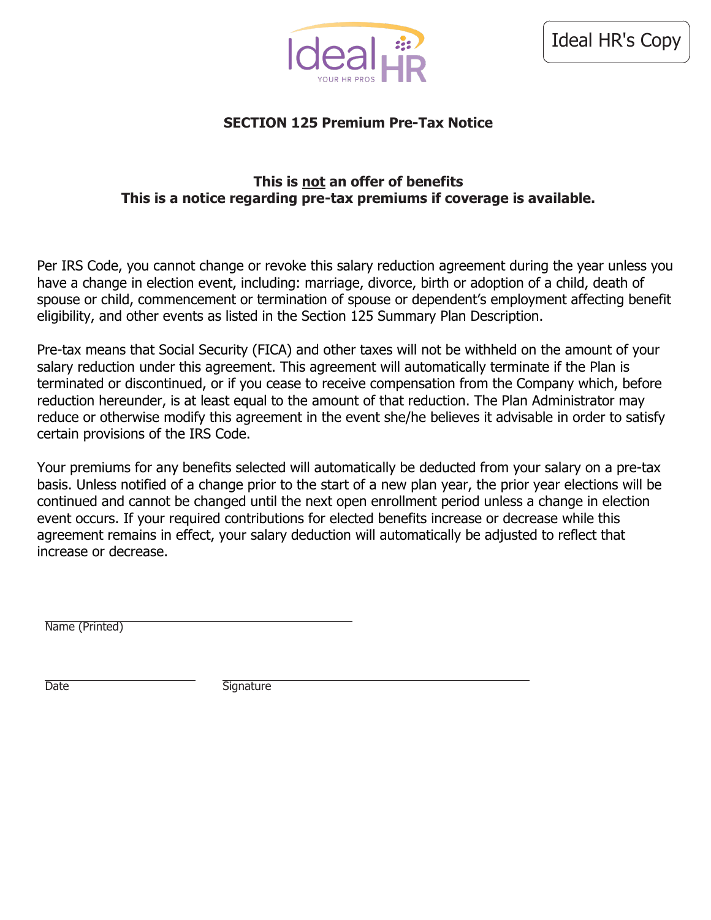Ideal HR's Copy

## SECTION 125 Premium Pre-Tax Notice

**This is <u>not</u> an offer of benefits**
**This is a notice regarding pre-tax premiums if coverage is available.**

Per IRS Code, you cannot change or revoke this salary reduction agreement during the year unless you have a change in election event, including: marriage, divorce, birth or adoption of a child, death of spouse or child, commencement or termination of spouse or dependent's employment affecting benefit eligibility, and other events as listed in the Section 125 Summary Plan Description.

Pre-tax means that Social Security (FICA) and other taxes will not be withheld on the amount of your salary reduction under this agreement. This agreement will automatically terminate if the Plan is terminated or discontinued, or if you cease to receive compensation from the Company which, before reduction hereunder, is at least equal to the amount of that reduction. The Plan Administrator may reduce or otherwise modify this agreement in the event she/he believes it advisable in order to satisfy certain provisions of the IRS Code.

Your premiums for any benefits selected will automatically be deducted from your salary on a pre-tax basis. Unless notified of a change prior to the start of a new plan year, the prior year elections will be continued and cannot be changed until the next open enrollment period unless a change in election event occurs. If your required contributions for elected benefits increase or decrease while this agreement remains in effect, your salary deduction will automatically be adjusted to reflect that increase or decrease.

______________________________
Name (Printed)

______________________________ ______________________________
Date Signature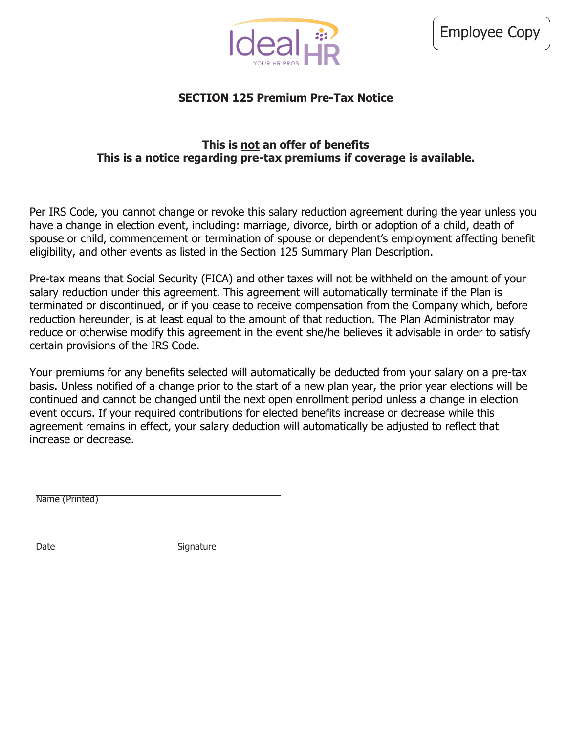Employee Copy

## SECTION 125 Premium Pre-Tax Notice

**This is not an offer of benefits**
**This is a notice regarding pre-tax premiums if coverage is available.**

Per IRS Code, you cannot change or revoke this salary reduction agreement during the year unless you have a change in election event, including: marriage, divorce, birth or adoption of a child, death of spouse or child, commencement or termination of spouse or dependent's employment affecting benefit eligibility, and other events as listed in the Section 125 Summary Plan Description.

Pre-tax means that Social Security (FICA) and other taxes will not be withheld on the amount of your salary reduction under this agreement. This agreement will automatically terminate if the Plan is terminated or discontinued, or if you cease to receive compensation from the Company which, before reduction hereunder, is at least equal to the amount of that reduction. The Plan Administrator may reduce or otherwise modify this agreement in the event she/he believes it advisable in order to satisfy certain provisions of the IRS Code.

Your premiums for any benefits selected will automatically be deducted from your salary on a pre-tax basis. Unless notified of a change prior to the start of a new plan year, the prior year elections will be continued and cannot be changed until the next open enrollment period unless a change in election event occurs. If your required contributions for elected benefits increase or decrease while this agreement remains in effect, your salary deduction will automatically be adjusted to reflect that increase or decrease.

Name (Printed) ______________________________

Date ____________________ Signature ______________________________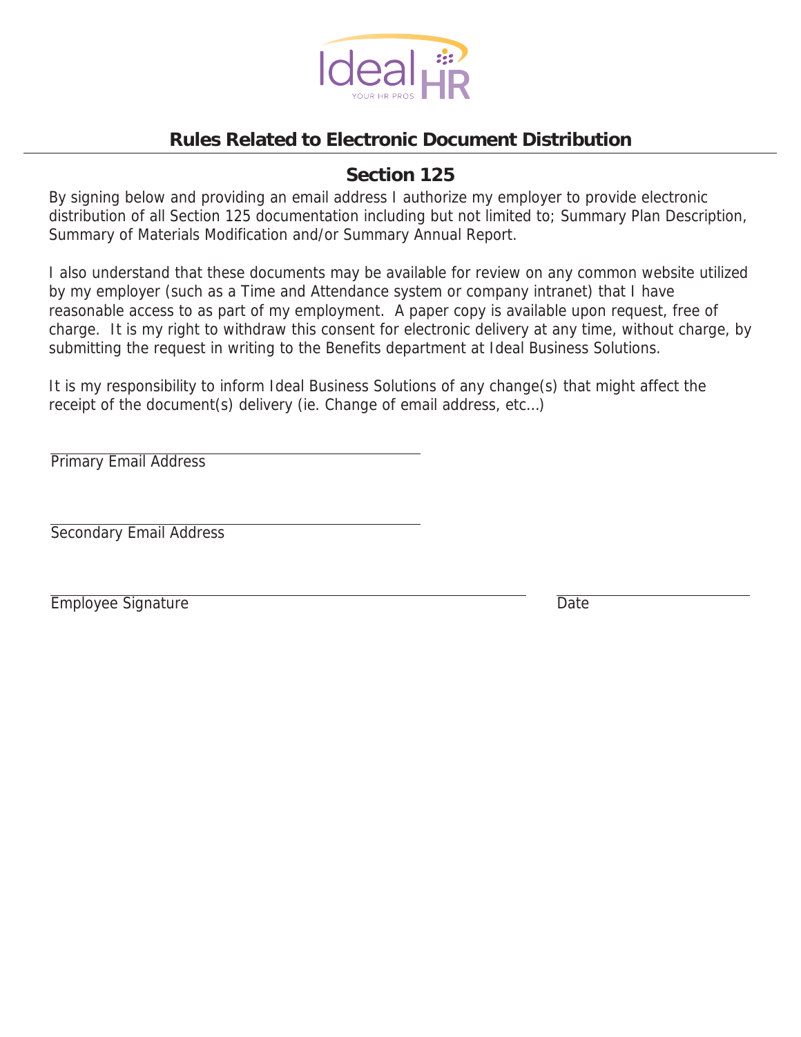# Rules Related to Electronic Document Distribution

## Section 125

By signing below and providing an email address I authorize my employer to provide electronic distribution of all Section 125 documentation including but not limited to; Summary Plan Description, Summary of Materials Modification and/or Summary Annual Report.

I also understand that these documents may be available for review on any common website utilized by my employer (such as a Time and Attendance system or company intranet) that I have reasonable access to as part of my employment. A paper copy is available upon request, free of charge. It is my right to withdraw this consent for electronic delivery at any time, without charge, by submitting the request in writing to the Benefits department at Ideal Business Solutions.

It is my responsibility to inform Ideal Business Solutions of any change(s) that might affect the receipt of the document(s) delivery (ie. Change of email address, etc...)

______________________________
Primary Email Address

______________________________
Secondary Email Address

______________________________ ______________
Employee Signature Date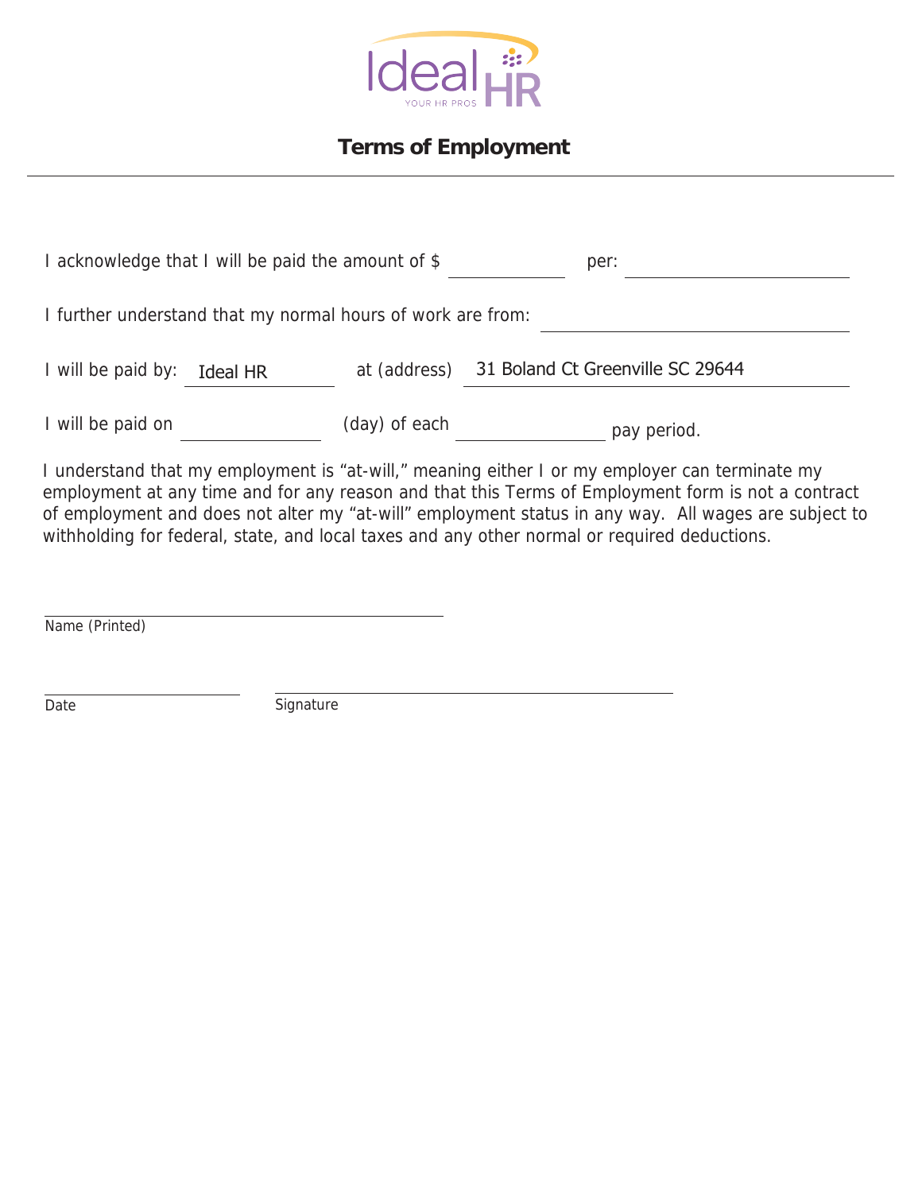# Terms of Employment

I acknowledge that I will be paid the amount of $ \_\_\_\_\_\_\_\_\_\_ per: \_\_\_\_\_\_\_\_\_\_\_\_\_\_\_\_\_\_\_\_

I further understand that my normal hours of work are from: \_\_\_\_\_\_\_\_\_\_\_\_\_\_\_\_\_\_\_\_\_\_\_\_\_\_

I will be paid by: Ideal HR at (address) 31 Boland Ct Greenville SC 29644

I will be paid on \_\_\_\_\_\_\_\_\_\_\_\_ (day) of each \_\_\_\_\_\_\_\_\_\_\_\_ pay period.

I understand that my employment is "at-will," meaning either I or my employer can terminate my employment at any time and for any reason and that this Terms of Employment form is not a contract of employment and does not alter my "at-will" employment status in any way. All wages are subject to withholding for federal, state, and local taxes and any other normal or required deductions.

\_\_\_\_\_\_\_\_\_\_\_\_\_\_\_\_\_\_\_\_\_\_\_\_\_\_\_\_\_\_\_\_\_\_\_\_

Name (Printed)

\_\_\_\_\_\_\_\_\_\_\_\_\_\_\_\_\_\_ \_\_\_\_\_\_\_\_\_\_\_\_\_\_\_\_\_\_\_\_\_\_\_\_\_\_\_\_\_\_\_\_\_\_\_\_

Date Signature